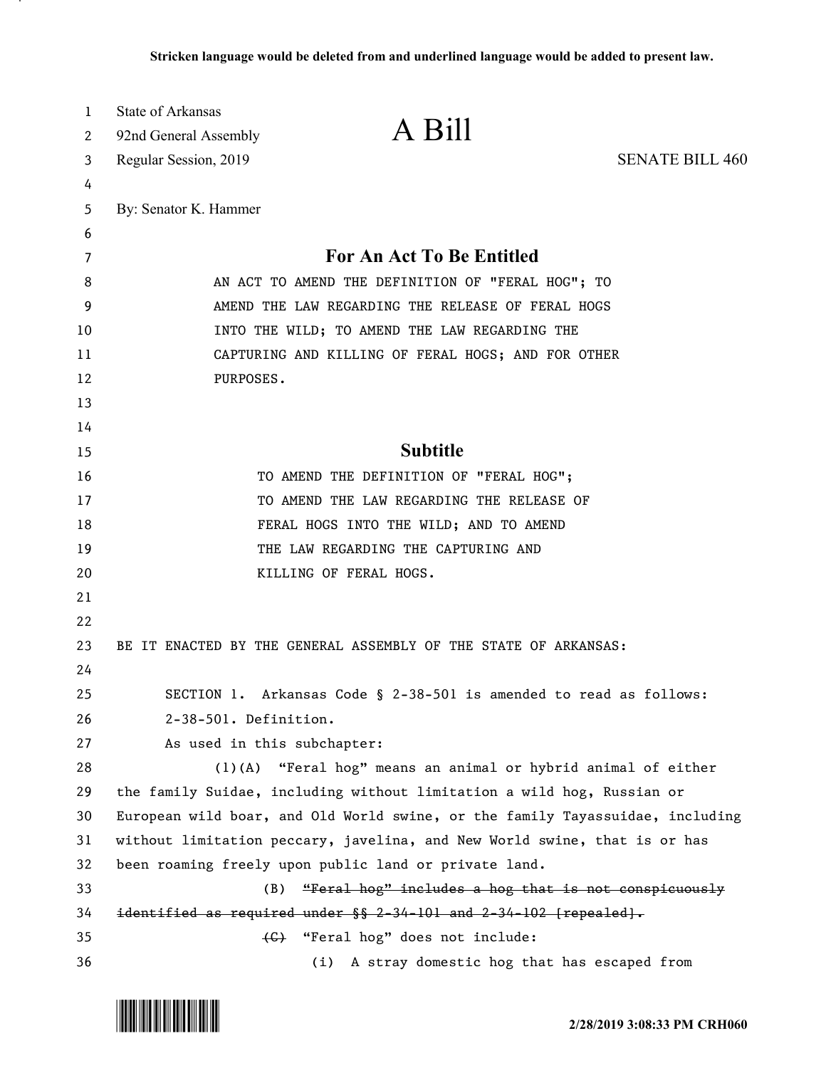**Stricken language would be deleted from and underlined language would be added to present law.**

State of Arkansas
92nd General Assembly
Regular Session, 2019

# A Bill

SENATE BILL 460

By: Senator K. Hammer

## For An Act To Be Entitled

AN ACT TO AMEND THE DEFINITION OF "FERAL HOG"; TO AMEND THE LAW REGARDING THE RELEASE OF FERAL HOGS INTO THE WILD; TO AMEND THE LAW REGARDING THE CAPTURING AND KILLING OF FERAL HOGS; AND FOR OTHER PURPOSES.

## Subtitle

TO AMEND THE DEFINITION OF "FERAL HOG"; TO AMEND THE LAW REGARDING THE RELEASE OF FERAL HOGS INTO THE WILD; AND TO AMEND THE LAW REGARDING THE CAPTURING AND KILLING OF FERAL HOGS.

BE IT ENACTED BY THE GENERAL ASSEMBLY OF THE STATE OF ARKANSAS:

SECTION 1. Arkansas Code § 2-38-501 is amended to read as follows:

2-38-501. Definition.

As used in this subchapter:

(1)(A) "Feral hog" means an animal or hybrid animal of either the family Suidae, including without limitation a wild hog, Russian or European wild boar, and Old World swine, or the family Tayassuidae, including without limitation peccary, javelina, and New World swine, that is or has been roaming freely upon public land or private land.

(B) ~~"Feral hog" includes a hog that is not conspicuously identified as required under §§ 2-34-101 and 2-34-102 [repealed].~~

~~(C)~~ "Feral hog" does not include:

(i) A stray domestic hog that has escaped from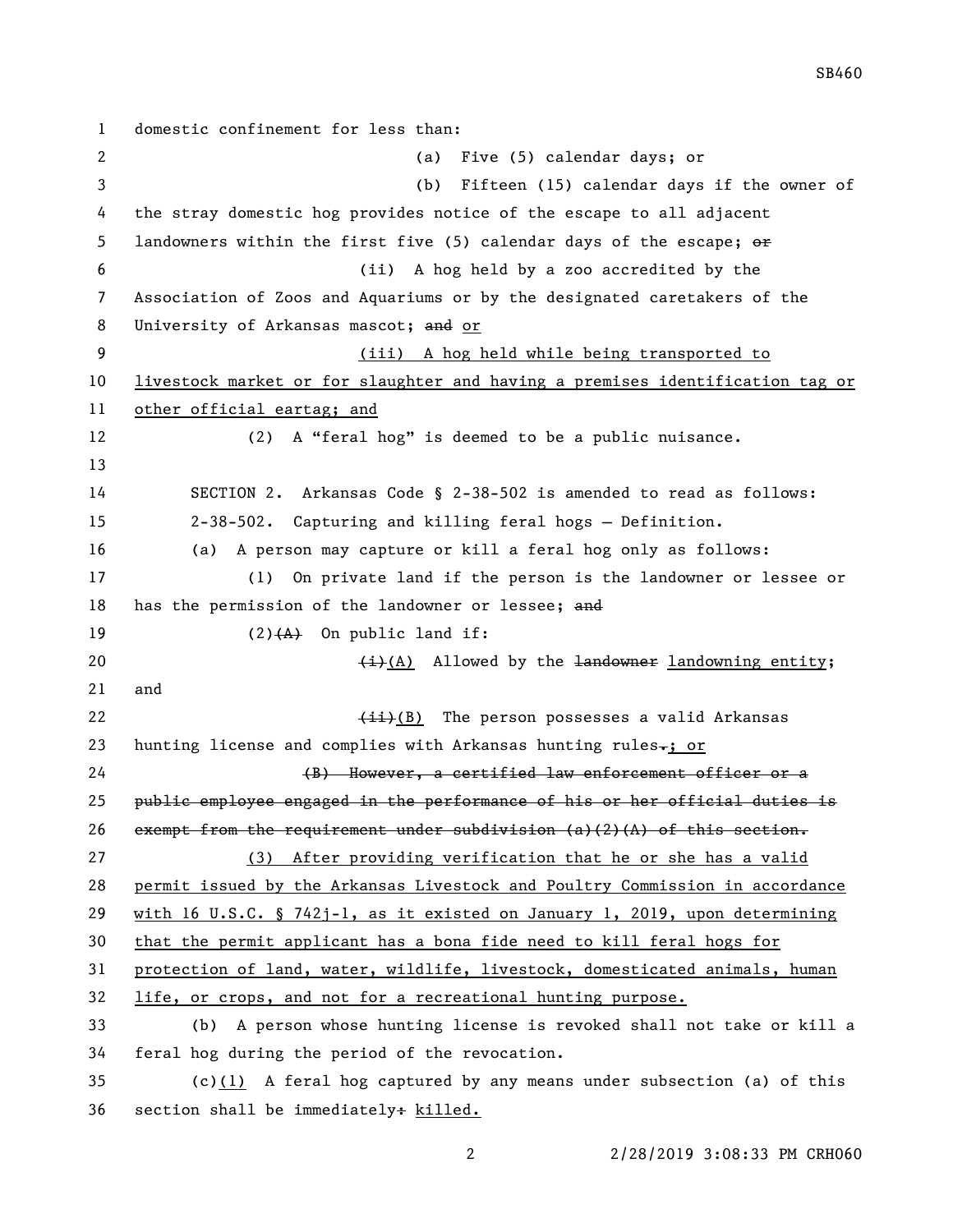domestic confinement for less than:

(a) Five (5) calendar days; or

(b) Fifteen (15) calendar days if the owner of the stray domestic hog provides notice of the escape to all adjacent landowners within the first five (5) calendar days of the escape; ~~or~~

(ii) A hog held by a zoo accredited by the Association of Zoos and Aquariums or by the designated caretakers of the University of Arkansas mascot; ~~and~~ <u>or</u>

<u>(iii) A hog held while being transported to livestock market or for slaughter and having a premises identification tag or other official eartag; and</u>

(2) A "feral hog" is deemed to be a public nuisance.

SECTION 2. Arkansas Code § 2-38-502 is amended to read as follows:

2-38-502. Capturing and killing feral hogs — Definition.

(a) A person may capture or kill a feral hog only as follows:

(1) On private land if the person is the landowner or lessee or has the permission of the landowner or lessee; ~~and~~

(2)~~(A)~~ On public land if:

~~(i)~~<u>(A)</u> Allowed by the ~~landowner~~ <u>landowning entity</u>; and

~~(ii)~~<u>(B)</u> The person possesses a valid Arkansas hunting license and complies with Arkansas hunting rules~~.~~<u>; or</u>

~~(B) However, a certified law enforcement officer or a public employee engaged in the performance of his or her official duties is exempt from the requirement under subdivision (a)(2)(A) of this section.~~

<u>(3) After providing verification that he or she has a valid permit issued by the Arkansas Livestock and Poultry Commission in accordance with 16 U.S.C. § 742j-1, as it existed on January 1, 2019, upon determining that the permit applicant has a bona fide need to kill feral hogs for protection of land, water, wildlife, livestock, domesticated animals, human life, or crops, and not for a recreational hunting purpose.</u>

(b) A person whose hunting license is revoked shall not take or kill a feral hog during the period of the revocation.

(c)<u>(1)</u> A feral hog captured by any means under subsection (a) of this section shall be immediately~~:~~ <u>killed.</u>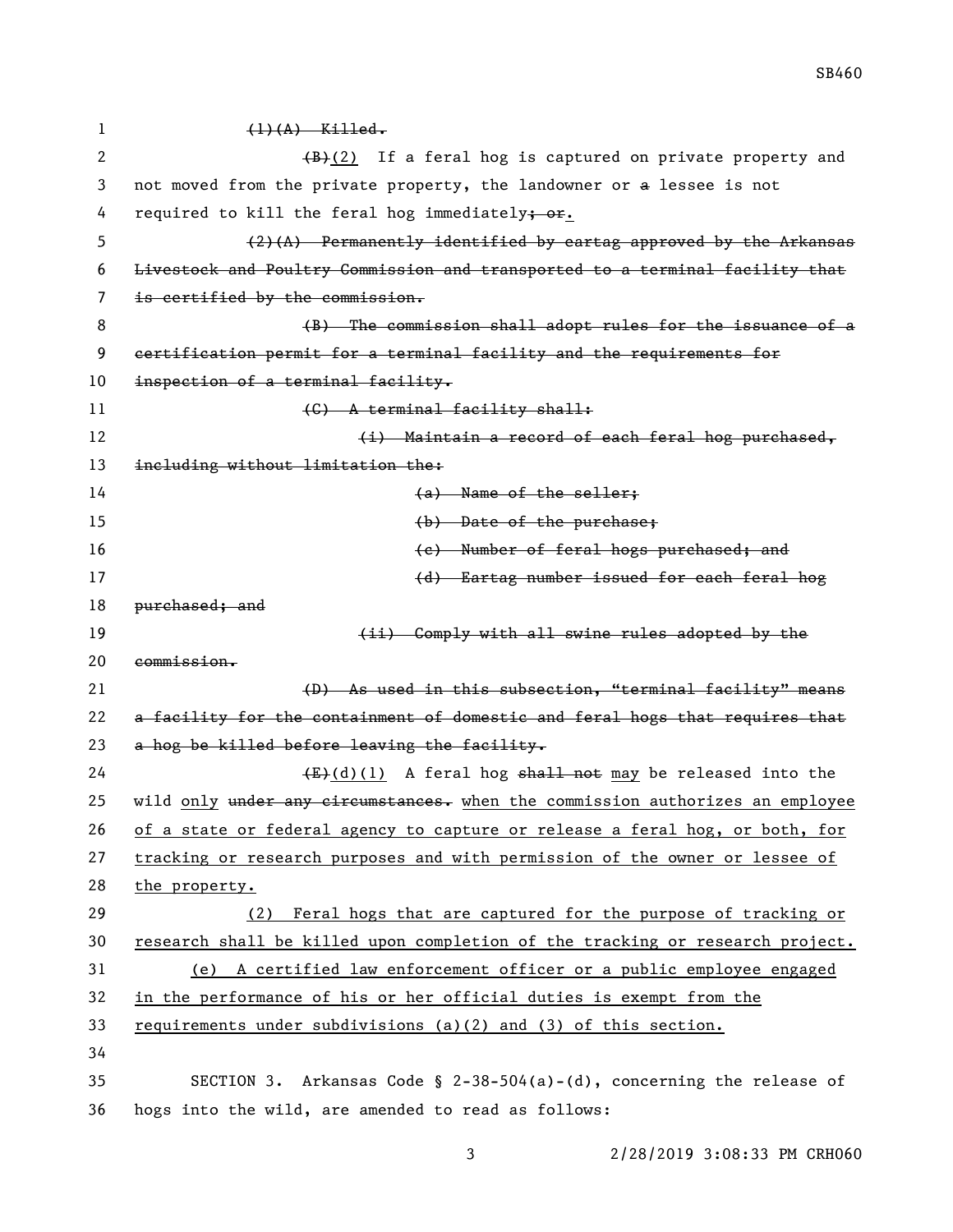~~(1)(A) Killed.~~

~~(B)~~(2) If a feral hog is captured on private property and not moved from the private property, the landowner or ~~a~~ lessee is not required to kill the feral hog immediately~~; or~~.

~~(2)(A) Permanently identified by eartag approved by the Arkansas Livestock and Poultry Commission and transported to a terminal facility that is certified by the commission.~~

~~(B) The commission shall adopt rules for the issuance of a certification permit for a terminal facility and the requirements for inspection of a terminal facility.~~

~~(C) A terminal facility shall:~~

~~(i) Maintain a record of each feral hog purchased, including without limitation the:~~

~~(a) Name of the seller;~~

~~(b) Date of the purchase;~~

~~(c) Number of feral hogs purchased; and~~

~~(d) Eartag number issued for each feral hog purchased; and~~

~~(ii) Comply with all swine rules adopted by the commission.~~

~~(D) As used in this subsection, "terminal facility" means a facility for the containment of domestic and feral hogs that requires that a hog be killed before leaving the facility.~~

~~(E)~~(d)(1) A feral hog ~~shall not~~ may be released into the wild only ~~under any circumstances.~~ when the commission authorizes an employee of a state or federal agency to capture or release a feral hog, or both, for tracking or research purposes and with permission of the owner or lessee of the property.

(2) Feral hogs that are captured for the purpose of tracking or research shall be killed upon completion of the tracking or research project.

(e) A certified law enforcement officer or a public employee engaged in the performance of his or her official duties is exempt from the requirements under subdivisions (a)(2) and (3) of this section.

SECTION 3. Arkansas Code § 2-38-504(a)-(d), concerning the release of hogs into the wild, are amended to read as follows: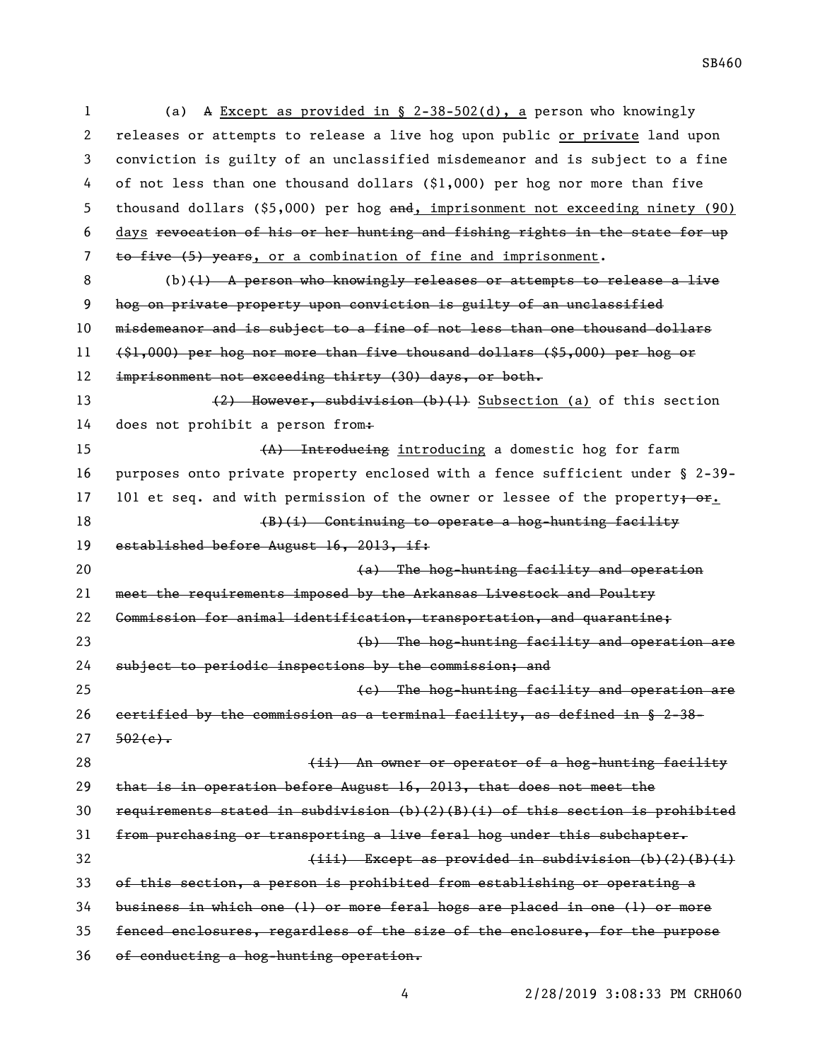(a) ~~A~~ <u>Except as provided in § 2-38-502(d), a</u> person who knowingly releases or attempts to release a live hog upon public <u>or private</u> land upon conviction is guilty of an unclassified misdemeanor and is subject to a fine of not less than one thousand dollars ($1,000) per hog nor more than five thousand dollars ($5,000) per hog ~~and~~<u>, imprisonment not exceeding ninety (90) days</u> ~~revocation of his or her hunting and fishing rights in the state for up to five (5) years~~, or a combination of fine and imprisonment.

(b)~~(1) A person who knowingly releases or attempts to release a live hog on private property upon conviction is guilty of an unclassified misdemeanor and is subject to a fine of not less than one thousand dollars ($1,000) per hog nor more than five thousand dollars ($5,000) per hog or imprisonment not exceeding thirty (30) days, or both.~~

~~(2) However, subdivision (b)(1)~~ <u>Subsection (a)</u> of this section does not prohibit a person from~~:~~

~~(A) Introducing~~ <u>introducing</u> a domestic hog for farm purposes onto private property enclosed with a fence sufficient under § 2-39-101 et seq. and with permission of the owner or lessee of the property~~; or~~<u>.</u>

~~(B)(i) Continuing to operate a hog-hunting facility established before August 16, 2013, if:~~

~~(a) The hog-hunting facility and operation meet the requirements imposed by the Arkansas Livestock and Poultry Commission for animal identification, transportation, and quarantine;~~

~~(b) The hog-hunting facility and operation are subject to periodic inspections by the commission; and~~

~~(c) The hog-hunting facility and operation are certified by the commission as a terminal facility, as defined in § 2-38-502(c).~~

~~(ii) An owner or operator of a hog-hunting facility that is in operation before August 16, 2013, that does not meet the requirements stated in subdivision (b)(2)(B)(i) of this section is prohibited from purchasing or transporting a live feral hog under this subchapter.~~

~~(iii) Except as provided in subdivision (b)(2)(B)(i) of this section, a person is prohibited from establishing or operating a business in which one (1) or more feral hogs are placed in one (1) or more fenced enclosures, regardless of the size of the enclosure, for the purpose of conducting a hog-hunting operation.~~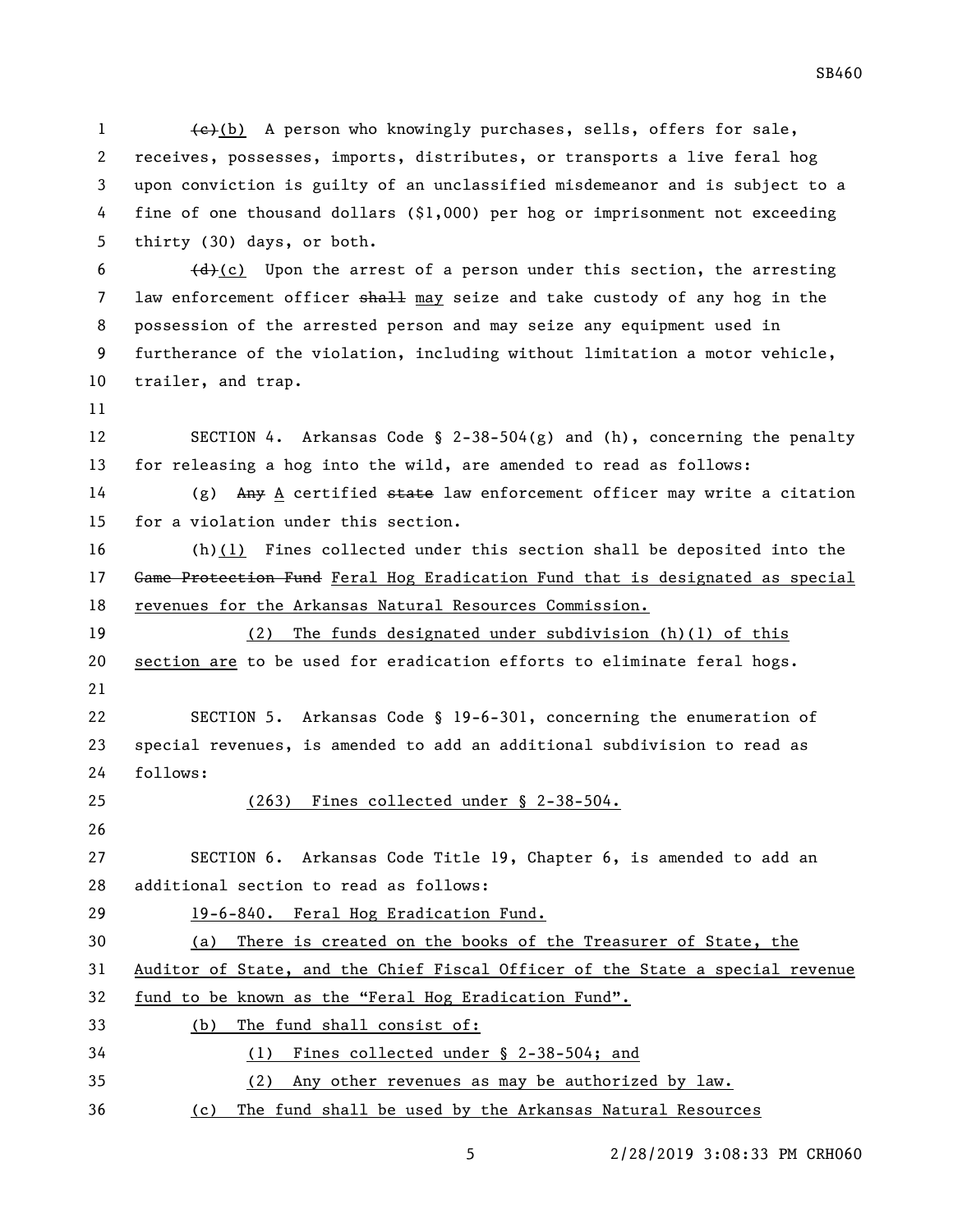~~(c)~~(b) A person who knowingly purchases, sells, offers for sale, receives, possesses, imports, distributes, or transports a live feral hog upon conviction is guilty of an unclassified misdemeanor and is subject to a fine of one thousand dollars ($1,000) per hog or imprisonment not exceeding thirty (30) days, or both.

~~(d)~~(c) Upon the arrest of a person under this section, the arresting law enforcement officer ~~shall~~ may seize and take custody of any hog in the possession of the arrested person and may seize any equipment used in furtherance of the violation, including without limitation a motor vehicle, trailer, and trap.

SECTION 4. Arkansas Code § 2-38-504(g) and (h), concerning the penalty for releasing a hog into the wild, are amended to read as follows:

(g) ~~Any~~ A certified ~~state~~ law enforcement officer may write a citation for a violation under this section.

(h)(1) Fines collected under this section shall be deposited into the ~~Game Protection Fund~~ Feral Hog Eradication Fund that is designated as special revenues for the Arkansas Natural Resources Commission.

(2) The funds designated under subdivision (h)(1) of this section are to be used for eradication efforts to eliminate feral hogs.

SECTION 5. Arkansas Code § 19-6-301, concerning the enumeration of special revenues, is amended to add an additional subdivision to read as follows:

(263) Fines collected under § 2-38-504.

SECTION 6. Arkansas Code Title 19, Chapter 6, is amended to add an additional section to read as follows:

19-6-840. Feral Hog Eradication Fund.

(a) There is created on the books of the Treasurer of State, the Auditor of State, and the Chief Fiscal Officer of the State a special revenue fund to be known as the "Feral Hog Eradication Fund".

(b) The fund shall consist of:

(1) Fines collected under § 2-38-504; and

(2) Any other revenues as may be authorized by law.

(c) The fund shall be used by the Arkansas Natural Resources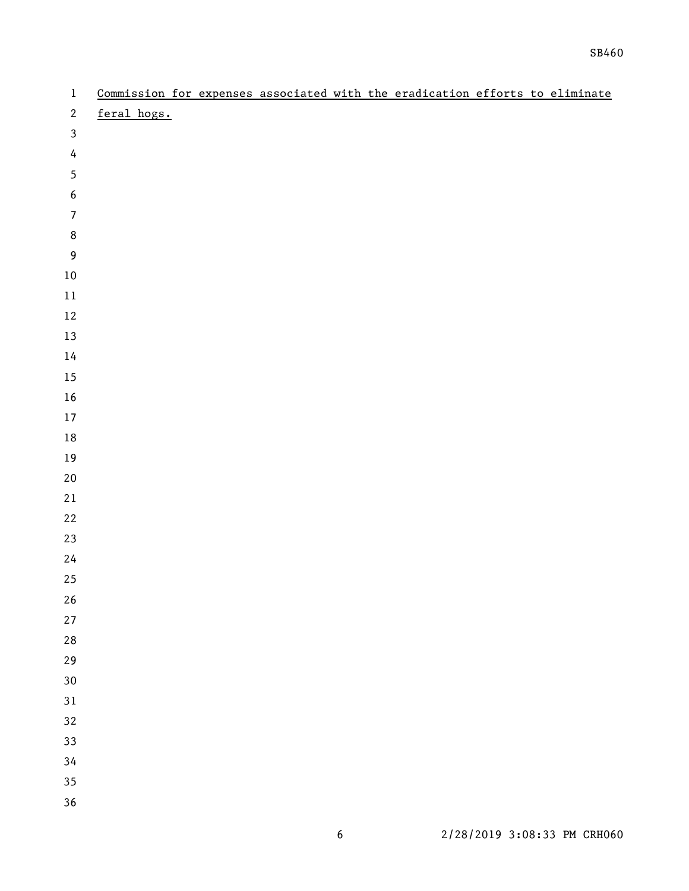<u>Commission for expenses associated with the eradication efforts to eliminate feral hogs.</u>